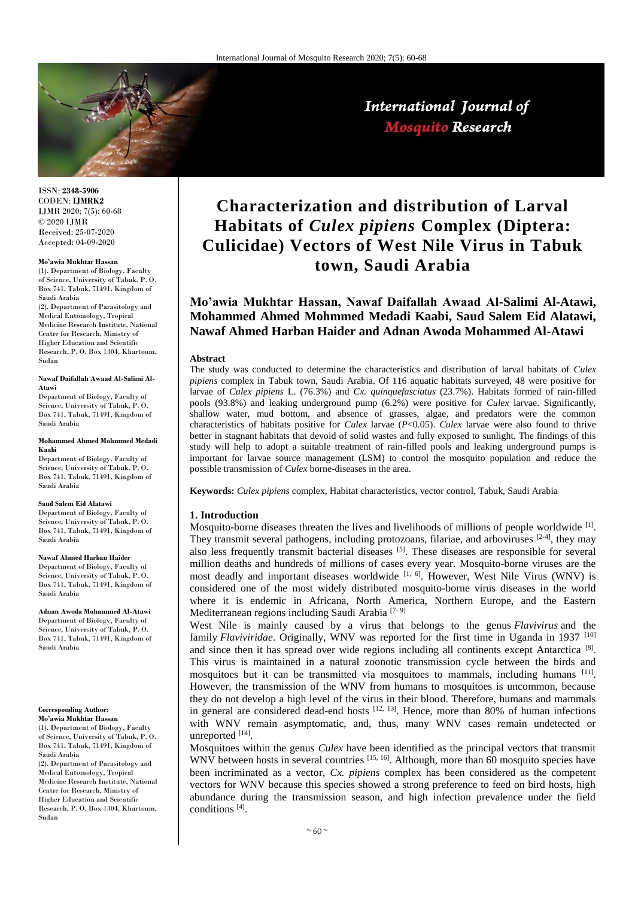ISSN: **2348-5906**
CODEN: **IJMRK2**
IJMR 2020; 7(5): 60-68
© 2020 IJMR
Received: 25-07-2020
Accepted: 04-09-2020

**Mo'awia Mukhtar Hassan**
(1). Department of Biology, Faculty of Science, University of Tabuk, P. O. Box 741, Tabuk, 71491, Kingdom of Saudi Arabia
(2). Department of Parasitology and Medical Entomology, Tropical Medicine Research Institute, National Centre for Research, Ministry of Higher Education and Scientific Research, P. O. Box 1304, Khartoum, Sudan

**Nawaf Daifallah Awaad Al-Salimi Al-Atawi**
Department of Biology, Faculty of Science, University of Tabuk, P. O. Box 741, Tabuk, 71491, Kingdom of Saudi Arabia

**Mohammed Ahmed Mohmmed Medadi Kaabi**
Department of Biology, Faculty of Science, University of Tabuk, P. O. Box 741, Tabuk, 71491, Kingdom of Saudi Arabia

**Saud Salem Eid Alatawi**
Department of Biology, Faculty of Science, University of Tabuk, P. O. Box 741, Tabuk, 71491, Kingdom of Saudi Arabia

**Nawaf Ahmed Harban Haider**
Department of Biology, Faculty of Science, University of Tabuk, P. O. Box 741, Tabuk, 71491, Kingdom of Saudi Arabia

**Adnan Awoda Mohammed Al-Atawi**
Department of Biology, Faculty of Science, University of Tabuk, P. O. Box 741, Tabuk, 71491, Kingdom of Saudi Arabia

**Corresponding Author:**
**Mo'awia Mukhtar Hassan**
(1). Department of Biology, Faculty of Science, University of Tabuk, P. O. Box 741, Tabuk, 71491, Kingdom of Saudi Arabia
(2). Department of Parasitology and Medical Entomology, Tropical Medicine Research Institute, National Centre for Research, Ministry of Higher Education and Scientific Research, P. O. Box 1304, Khartoum, Sudan

# Characterization and distribution of Larval Habitats of *Culex pipiens* Complex (Diptera: Culicidae) Vectors of West Nile Virus in Tabuk town, Saudi Arabia

**Mo'awia Mukhtar Hassan, Nawaf Daifallah Awaad Al-Salimi Al-Atawi, Mohammed Ahmed Mohmmed Medadi Kaabi, Saud Salem Eid Alatawi, Nawaf Ahmed Harban Haider and Adnan Awoda Mohammed Al-Atawi**

## Abstract

The study was conducted to determine the characteristics and distribution of larval habitats of *Culex pipiens* complex in Tabuk town, Saudi Arabia. Of 116 aquatic habitats surveyed, 48 were positive for larvae of *Culex pipiens* L. (76.3%) and *Cx. quinquefasciatus* (23.7%). Habitats formed of rain-filled pools (93.8%) and leaking underground pump (6.2%) were positive for *Culex* larvae. Significantly, shallow water, mud bottom, and absence of grasses, algae, and predators were the common characteristics of habitats positive for *Culex* larvae ($P<0.05$). *Culex* larvae were also found to thrive better in stagnant habitats that devoid of solid wastes and fully exposed to sunlight. The findings of this study will help to adopt a suitable treatment of rain-filled pools and leaking underground pumps is important for larvae source management (LSM) to control the mosquito population and reduce the possible transmission of *Culex* borne-diseases in the area.

**Keywords:** *Culex pipiens* complex, Habitat characteristics, vector control, Tabuk, Saudi Arabia

## 1. Introduction

Mosquito-borne diseases threaten the lives and livelihoods of millions of people worldwide [1]. They transmit several pathogens, including protozoans, filariae, and arboviruses [2-4], they may also less frequently transmit bacterial diseases [5]. These diseases are responsible for several million deaths and hundreds of millions of cases every year. Mosquito-borne viruses are the most deadly and important diseases worldwide [1, 6]. However, West Nile Virus (WNV) is considered one of the most widely distributed mosquito-borne virus diseases in the world where it is endemic in Africana, North America, Northern Europe, and the Eastern Mediterranean regions including Saudi Arabia [7-9]

West Nile is mainly caused by a virus that belongs to the genus *Flavivirus* and the family *Flaviviridae*. Originally, WNV was reported for the first time in Uganda in 1937 [10] and since then it has spread over wide regions including all continents except Antarctica [8]. This virus is maintained in a natural zoonotic transmission cycle between the birds and mosquitoes but it can be transmitted via mosquitoes to mammals, including humans [11]. However, the transmission of the WNV from humans to mosquitoes is uncommon, because they do not develop a high level of the virus in their blood. Therefore, humans and mammals in general are considered dead-end hosts [12, 13]. Hence, more than 80% of human infections with WNV remain asymptomatic, and, thus, many WNV cases remain undetected or unreported [14].

Mosquitoes within the genus *Culex* have been identified as the principal vectors that transmit WNV between hosts in several countries [15, 16]. Although, more than 60 mosquito species have been incriminated as a vector, *Cx. pipiens* complex has been considered as the competent vectors for WNV because this species showed a strong preference to feed on bird hosts, high abundance during the transmission season, and high infection prevalence under the field conditions [4].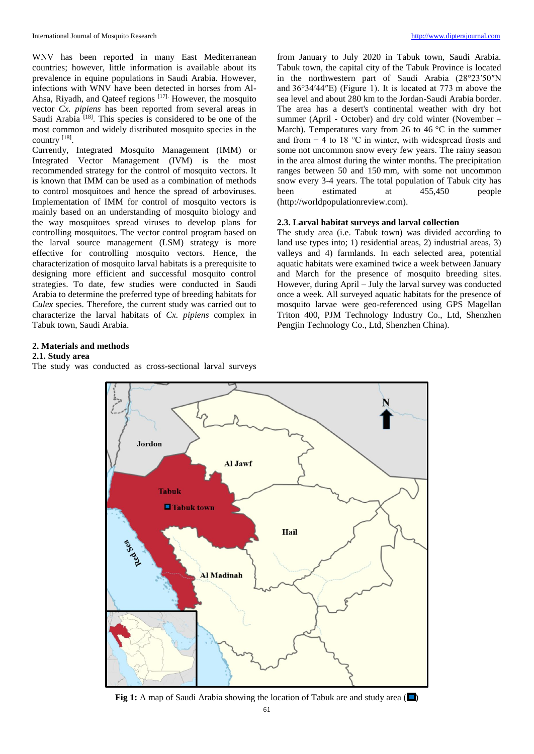WNV has been reported in many East Mediterranean countries; however, little information is available about its prevalence in equine populations in Saudi Arabia. However, infections with WNV have been detected in horses from Al-Ahsa, Riyadh, and Qateef regions [17]. However, the mosquito vector *Cx. pipiens* has been reported from several areas in Saudi Arabia [18]. This species is considered to be one of the most common and widely distributed mosquito species in the country [18].

Currently, Integrated Mosquito Management (IMM) or Integrated Vector Management (IVM) is the most recommended strategy for the control of mosquito vectors. It is known that IMM can be used as a combination of methods to control mosquitoes and hence the spread of arboviruses. Implementation of IMM for control of mosquito vectors is mainly based on an understanding of mosquito biology and the way mosquitoes spread viruses to develop plans for controlling mosquitoes. The vector control program based on the larval source management (LSM) strategy is more effective for controlling mosquito vectors. Hence, the characterization of mosquito larval habitats is a prerequisite to designing more efficient and successful mosquito control strategies. To date, few studies were conducted in Saudi Arabia to determine the preferred type of breeding habitats for *Culex* species. Therefore, the current study was carried out to characterize the larval habitats of *Cx. pipiens* complex in Tabuk town, Saudi Arabia.

## 2. Materials and methods

### 2.1. Study area

The study was conducted as cross-sectional larval surveys from January to July 2020 in Tabuk town, Saudi Arabia. Tabuk town, the capital city of the Tabuk Province is located in the northwestern part of Saudi Arabia (28°23′50″N and 36°34′44″E) (Figure 1). It is located at 773 m above the sea level and about 280 km to the Jordan-Saudi Arabia border. The area has a desert's continental weather with dry hot summer (April - October) and dry cold winter (November – March). Temperatures vary from 26 to 46 °C in the summer and from − 4 to 18 °C in winter, with widespread frosts and some not uncommon snow every few years. The rainy season in the area almost during the winter months. The precipitation ranges between 50 and 150 mm, with some not uncommon snow every 3-4 years. The total population of Tabuk city has been estimated at 455,450 people (http://worldpopulationreview.com).

### 2.3. Larval habitat surveys and larval collection

The study area (i.e. Tabuk town) was divided according to land use types into; 1) residential areas, 2) industrial areas, 3) valleys and 4) farmlands. In each selected area, potential aquatic habitats were examined twice a week between January and March for the presence of mosquito breeding sites. However, during April – July the larval survey was conducted once a week. All surveyed aquatic habitats for the presence of mosquito larvae were geo-referenced using GPS Magellan Triton 400, PJM Technology Industry Co., Ltd, Shenzhen Pengjin Technology Co., Ltd, Shenzhen China).

**Fig 1:** A map of Saudi Arabia showing the location of Tabuk are and study area (■)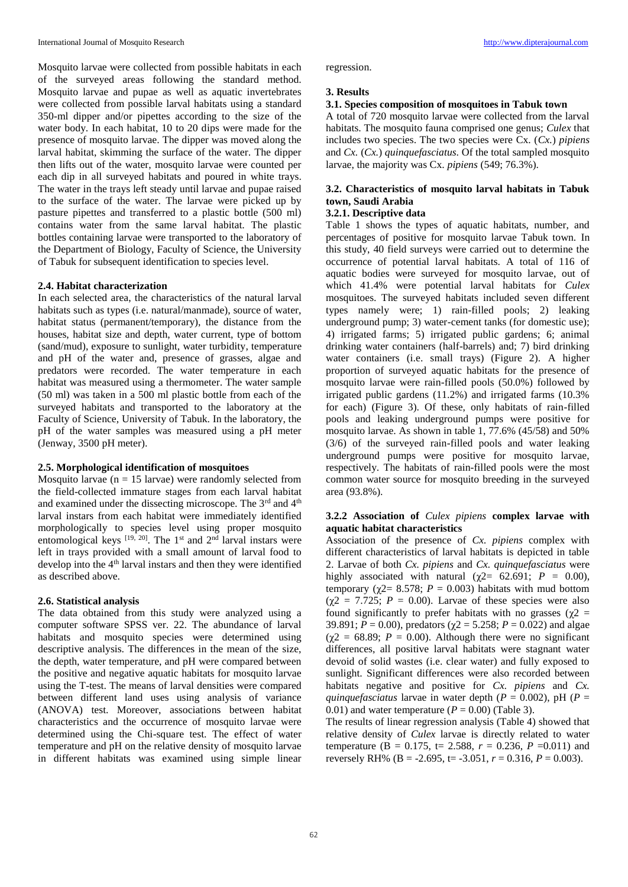Mosquito larvae were collected from possible habitats in each of the surveyed areas following the standard method. Mosquito larvae and pupae as well as aquatic invertebrates were collected from possible larval habitats using a standard 350-ml dipper and/or pipettes according to the size of the water body. In each habitat, 10 to 20 dips were made for the presence of mosquito larvae. The dipper was moved along the larval habitat, skimming the surface of the water. The dipper then lifts out of the water, mosquito larvae were counted per each dip in all surveyed habitats and poured in white trays. The water in the trays left steady until larvae and pupae raised to the surface of the water. The larvae were picked up by pasture pipettes and transferred to a plastic bottle (500 ml) contains water from the same larval habitat. The plastic bottles containing larvae were transported to the laboratory of the Department of Biology, Faculty of Science, the University of Tabuk for subsequent identification to species level.

### 2.4. Habitat characterization

In each selected area, the characteristics of the natural larval habitats such as types (i.e. natural/manmade), source of water, habitat status (permanent/temporary), the distance from the houses, habitat size and depth, water current, type of bottom (sand/mud), exposure to sunlight, water turbidity, temperature and pH of the water and, presence of grasses, algae and predators were recorded. The water temperature in each habitat was measured using a thermometer. The water sample (50 ml) was taken in a 500 ml plastic bottle from each of the surveyed habitats and transported to the laboratory at the Faculty of Science, University of Tabuk. In the laboratory, the pH of the water samples was measured using a pH meter (Jenway, 3500 pH meter).

### 2.5. Morphological identification of mosquitoes

Mosquito larvae (n = 15 larvae) were randomly selected from the field-collected immature stages from each larval habitat and examined under the dissecting microscope. The 3rd and 4th larval instars from each habitat were immediately identified morphologically to species level using proper mosquito entomological keys [19, 20]. The 1st and 2nd larval instars were left in trays provided with a small amount of larval food to develop into the 4th larval instars and then they were identified as described above.

### 2.6. Statistical analysis

The data obtained from this study were analyzed using a computer software SPSS ver. 22. The abundance of larval habitats and mosquito species were determined using descriptive analysis. The differences in the mean of the size, the depth, water temperature, and pH were compared between the positive and negative aquatic habitats for mosquito larvae using the T-test. The means of larval densities were compared between different land uses using analysis of variance (ANOVA) test. Moreover, associations between habitat characteristics and the occurrence of mosquito larvae were determined using the Chi-square test. The effect of water temperature and pH on the relative density of mosquito larvae in different habitats was examined using simple linear regression.

## 3. Results

### 3.1. Species composition of mosquitoes in Tabuk town

A total of 720 mosquito larvae were collected from the larval habitats. The mosquito fauna comprised one genus; *Culex* that includes two species. The two species were Cx. (*Cx.*) *pipiens* and *Cx.* (*Cx.*) *quinquefasciatus.* Of the total sampled mosquito larvae, the majority was Cx. *pipiens* (549; 76.3%).

### 3.2. Characteristics of mosquito larval habitats in Tabuk town, Saudi Arabia

#### 3.2.1. Descriptive data

Table 1 shows the types of aquatic habitats, number, and percentages of positive for mosquito larvae Tabuk town. In this study, 40 field surveys were carried out to determine the occurrence of potential larval habitats. A total of 116 of aquatic bodies were surveyed for mosquito larvae, out of which 41.4% were potential larval habitats for *Culex* mosquitoes. The surveyed habitats included seven different types namely were; 1) rain-filled pools; 2) leaking underground pump; 3) water-cement tanks (for domestic use); 4) irrigated farms; 5) irrigated public gardens; 6; animal drinking water containers (half-barrels) and; 7) bird drinking water containers (i.e. small trays) (Figure 2). A higher proportion of surveyed aquatic habitats for the presence of mosquito larvae were rain-filled pools (50.0%) followed by irrigated public gardens (11.2%) and irrigated farms (10.3% for each) (Figure 3). Of these, only habitats of rain-filled pools and leaking underground pumps were positive for mosquito larvae. As shown in table 1, 77.6% (45/58) and 50% (3/6) of the surveyed rain-filled pools and water leaking underground pumps were positive for mosquito larvae, respectively. The habitats of rain-filled pools were the most common water source for mosquito breeding in the surveyed area (93.8%).

#### 3.2.2 Association of *Culex pipiens* complex larvae with aquatic habitat characteristics

Association of the presence of *Cx. pipiens* complex with different characteristics of larval habitats is depicted in table 2. Larvae of both *Cx. pipiens* and *Cx. quinquefasciatus* were highly associated with natural ($\chi2$= 62.691; $P$ = 0.00), temporary ($\chi2$= 8.578; $P$ = 0.003) habitats with mud bottom ($\chi2$ = 7.725; $P$ = 0.00). Larvae of these species were also found significantly to prefer habitats with no grasses ($\chi2$ = 39.891; $P$ = 0.00), predators ($\chi2$ = 5.258; $P$ = 0.022) and algae ($\chi2$ = 68.89; $P$ = 0.00). Although there were no significant differences, all positive larval habitats were stagnant water devoid of solid wastes (i.e. clear water) and fully exposed to sunlight. Significant differences were also recorded between habitats negative and positive for *Cx. pipiens* and *Cx. quinquefasciatus* larvae in water depth ($P$ = 0.002), pH ($P$ = 0.01) and water temperature ($P$ = 0.00) (Table 3).

The results of linear regression analysis (Table 4) showed that relative density of *Culex* larvae is directly related to water temperature (B = 0.175, t= 2.588, $r$ = 0.236, $P$ =0.011) and reversely RH% (B = -2.695, t= -3.051, $r$ = 0.316, $P$ = 0.003).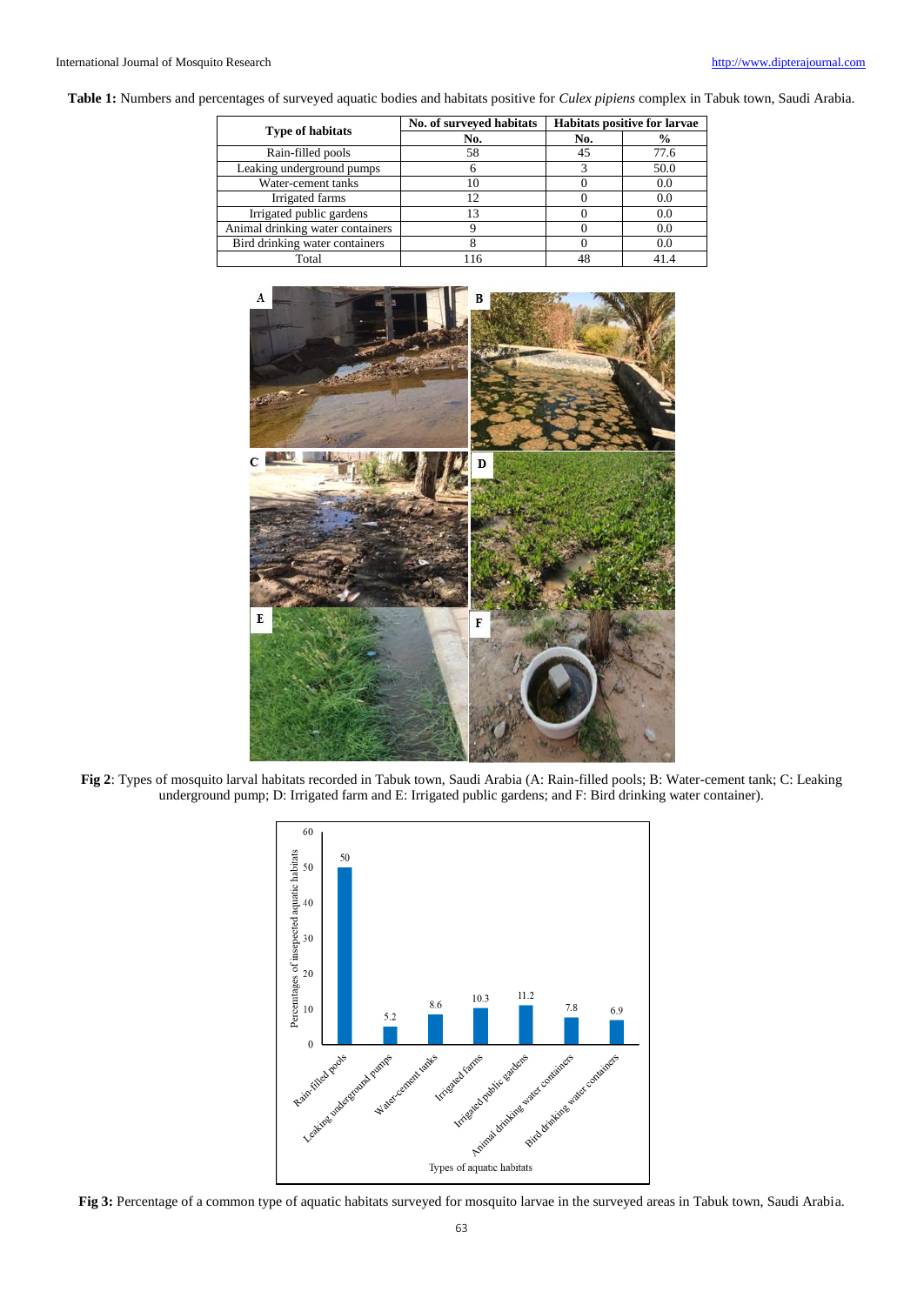**Table 1:** Numbers and percentages of surveyed aquatic bodies and habitats positive for *Culex pipiens* complex in Tabuk town, Saudi Arabia.

| Type of habitats | No. of surveyed habitats | Habitats positive for larvae | |
|---|---|---|---|
| | No. | No. | % |
| Rain-filled pools | 58 | 45 | 77.6 |
| Leaking underground pumps | 6 | 3 | 50.0 |
| Water-cement tanks | 10 | 0 | 0.0 |
| Irrigated farms | 12 | 0 | 0.0 |
| Irrigated public gardens | 13 | 0 | 0.0 |
| Animal drinking water containers | 9 | 0 | 0.0 |
| Bird drinking water containers | 8 | 0 | 0.0 |
| Total | 116 | 48 | 41.4 |

**Fig 2**: Types of mosquito larval habitats recorded in Tabuk town, Saudi Arabia (A: Rain-filled pools; B: Water-cement tank; C: Leaking underground pump; D: Irrigated farm and E: Irrigated public gardens; and F: Bird drinking water container).

**Fig 3:** Percentage of a common type of aquatic habitats surveyed for mosquito larvae in the surveyed areas in Tabuk town, Saudi Arabia.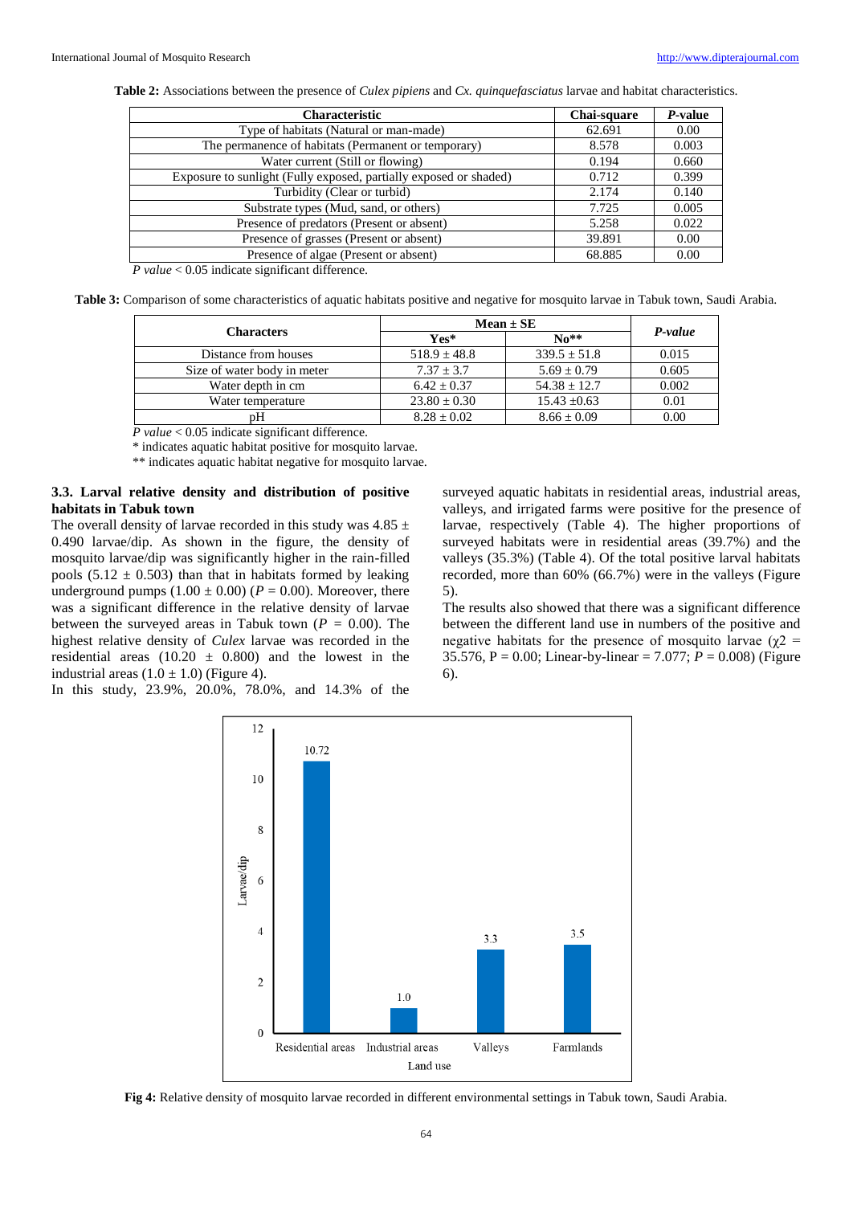**Table 2:** Associations between the presence of *Culex pipiens* and *Cx. quinquefasciatus* larvae and habitat characteristics.

| Characteristic | Chai-square | *P*-value |
|---|---|---|
| Type of habitats (Natural or man-made) | 62.691 | 0.00 |
| The permanence of habitats (Permanent or temporary) | 8.578 | 0.003 |
| Water current (Still or flowing) | 0.194 | 0.660 |
| Exposure to sunlight (Fully exposed, partially exposed or shaded) | 0.712 | 0.399 |
| Turbidity (Clear or turbid) | 2.174 | 0.140 |
| Substrate types (Mud, sand, or others) | 7.725 | 0.005 |
| Presence of predators (Present or absent) | 5.258 | 0.022 |
| Presence of grasses (Present or absent) | 39.891 | 0.00 |
| Presence of algae (Present or absent) | 68.885 | 0.00 |

*P value* < 0.05 indicate significant difference.

**Table 3:** Comparison of some characteristics of aquatic habitats positive and negative for mosquito larvae in Tabuk town, Saudi Arabia.

| Characters | Mean ± SE | | *P-value* |
|---|---|---|---|
| | Yes* | No** | |
| Distance from houses | 518.9 ± 48.8 | 339.5 ± 51.8 | 0.015 |
| Size of water body in meter | 7.37 ± 3.7 | 5.69 ± 0.79 | 0.605 |
| Water depth in cm | 6.42 ± 0.37 | 54.38 ± 12.7 | 0.002 |
| Water temperature | 23.80 ± 0.30 | 15.43 ±0.63 | 0.01 |
| pH | 8.28 ± 0.02 | 8.66 ± 0.09 | 0.00 |

*P value* < 0.05 indicate significant difference.

* indicates aquatic habitat positive for mosquito larvae.

** indicates aquatic habitat negative for mosquito larvae.

### 3.3. Larval relative density and distribution of positive habitats in Tabuk town

The overall density of larvae recorded in this study was 4.85 ± 0.490 larvae/dip. As shown in the figure, the density of mosquito larvae/dip was significantly higher in the rain-filled pools (5.12 ± 0.503) than that in habitats formed by leaking underground pumps (1.00 ± 0.00) ($P$ = 0.00). Moreover, there was a significant difference in the relative density of larvae between the surveyed areas in Tabuk town ($P$ = 0.00). The highest relative density of *Culex* larvae was recorded in the residential areas (10.20 ± 0.800) and the lowest in the industrial areas (1.0 ± 1.0) (Figure 4).

In this study, 23.9%, 20.0%, 78.0%, and 14.3% of the surveyed aquatic habitats in residential areas, industrial areas, valleys, and irrigated farms were positive for the presence of larvae, respectively (Table 4). The higher proportions of surveyed habitats were in residential areas (39.7%) and the valleys (35.3%) (Table 4). Of the total positive larval habitats recorded, more than 60% (66.7%) were in the valleys (Figure 5).

The results also showed that there was a significant difference between the different land use in numbers of the positive and negative habitats for the presence of mosquito larvae ($\chi^2$ = 35.576, P = 0.00; Linear-by-linear = 7.077; $P$ = 0.008) (Figure 6).

**Fig 4:** Relative density of mosquito larvae recorded in different environmental settings in Tabuk town, Saudi Arabia.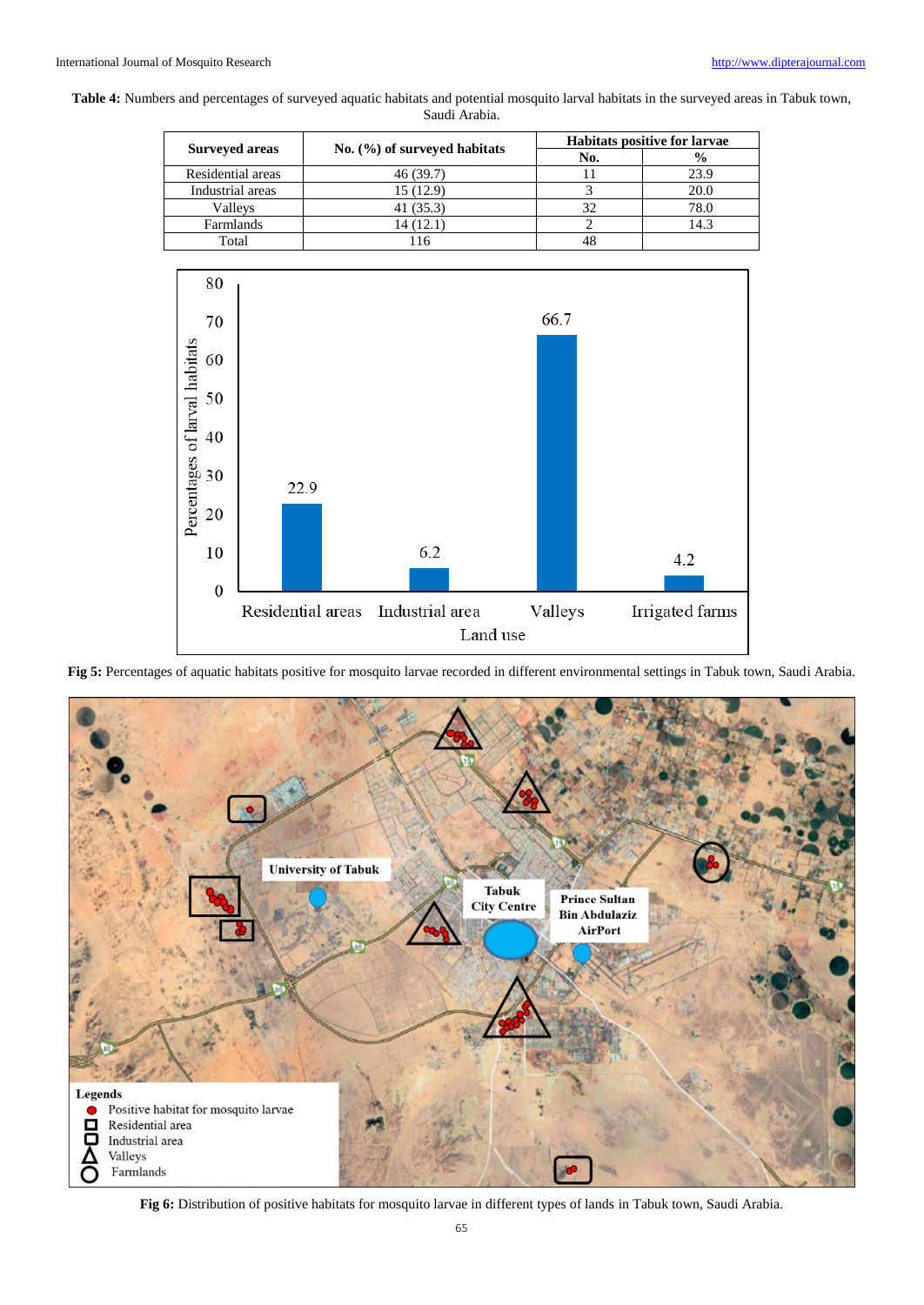**Table 4:** Numbers and percentages of surveyed aquatic habitats and potential mosquito larval habitats in the surveyed areas in Tabuk town, Saudi Arabia.

| Surveyed areas | No. (%) of surveyed habitats | Habitats positive for larvae | |
|---|---|---|---|
| | | No. | % |
| Residential areas | 46 (39.7) | 11 | 23.9 |
| Industrial areas | 15 (12.9) | 3 | 20.0 |
| Valleys | 41 (35.3) | 32 | 78.0 |
| Farmlands | 14 (12.1) | 2 | 14.3 |
| Total | 116 | 48 | |

**Fig 5:** Percentages of aquatic habitats positive for mosquito larvae recorded in different environmental settings in Tabuk town, Saudi Arabia.

**Fig 6:** Distribution of positive habitats for mosquito larvae in different types of lands in Tabuk town, Saudi Arabia.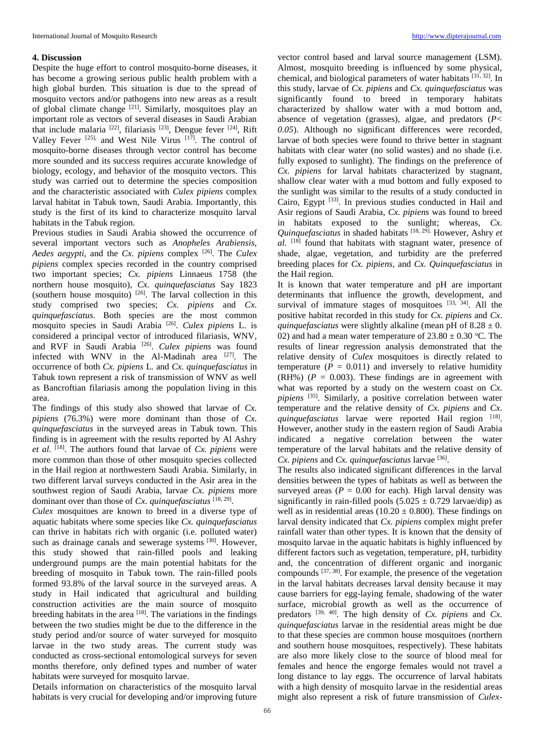## 4. Discussion

Despite the huge effort to control mosquito-borne diseases, it has become a growing serious public health problem with a high global burden. This situation is due to the spread of mosquito vectors and/or pathogens into new areas as a result of global climate change [21]. Similarly, mosquitoes play an important role as vectors of several diseases in Saudi Arabian that include malaria [22], filariasis [23], Dengue fever [24], Rift Valley Fever [25], and West Nile Virus [17]. The control of mosquito-borne diseases through vector control has become more sounded and its success requires accurate knowledge of biology, ecology, and behavior of the mosquito vectors. This study was carried out to determine the species composition and the characteristic associated with *Culex pipiens* complex larval habitat in Tabuk town, Saudi Arabia. Importantly, this study is the first of its kind to characterize mosquito larval habitats in the Tabuk region.

Previous studies in Saudi Arabia showed the occurrence of several important vectors such as *Anopheles Arabiensis, Aedes aegypti*, and the *Cx. pipiens* complex [26]. The *Culex pipiens* complex species recorded in the country comprised two important species; *Cx. pipiens* Linnaeus 1758 (the northern house mosquito), *Cx. quinquefasciatus* Say 1823 (southern house mosquito) [26]. The larval collection in this study comprised two species; *Cx. pipiens* and *Cx. quinquefasciatus*. Both species are the most common mosquito species in Saudi Arabia [26]. *Culex pipiens* L. is considered a principal vector of introduced filariasis, WNV, and RVF in Saudi Arabia [26]. *Culex pipiens* was found infected with WNV in the Al-Madinah area [27]. The occurrence of both *Cx. pipiens* L. and *Cx. quinquefasciatus* in Tabuk town represent a risk of transmission of WNV as well as Bancroftian filariasis among the population living in this area.

The findings of this study also showed that larvae of *Cx. pipiens* (76.3%) were more dominant than those of *Cx. quinquefasciatus* in the surveyed areas in Tabuk town. This finding is in agreement with the results reported by Al Ashry *et al.* [18]. The authors found that larvae of *Cx. pipiens* were more common than those of other mosquito species collected in the Hail region at northwestern Saudi Arabia. Similarly, in two different larval surveys conducted in the Asir area in the southwest region of Saudi Arabia, larvae *Cx. pipiens* more dominant over than those of *Cx. quinquefasciatus* [18, 29].

*Culex* mosquitoes are known to breed in a diverse type of aquatic habitats where some species like *Cx. quinquefasciatus* can thrive in habitats rich with organic (i.e. polluted water) such as drainage canals and sewerage systems [30]. However, this study showed that rain-filled pools and leaking underground pumps are the main potential habitats for the breeding of mosquito in Tabuk town. The rain-filled pools formed 93.8% of the larval source in the surveyed areas. A study in Hail indicated that agricultural and building construction activities are the main source of mosquito breeding habitats in the area [18]. The variations in the findings between the two studies might be due to the difference in the study period and/or source of water surveyed for mosquito larvae in the two study areas. The current study was conducted as cross-sectional entomological surveys for seven months therefore, only defined types and number of water habitats were surveyed for mosquito larvae.

Details information on characteristics of the mosquito larval habitats is very crucial for developing and/or improving future vector control based and larval source management (LSM). Almost, mosquito breeding is influenced by some physical, chemical, and biological parameters of water habitats [31, 32]. In this study, larvae of *Cx. pipiens* and *Cx. quinquefasciatus* was significantly found to breed in temporary habitats characterized by shallow water with a mud bottom and, absence of vegetation (grasses), algae, and predators (*P< 0.05*). Although no significant differences were recorded, larvae of both species were found to thrive better in stagnant habitats with clear water (no solid wastes) and no shade (i.e. fully exposed to sunlight). The findings on the preference of *Cx. pipiens* for larval habitats characterized by stagnant, shallow clear water with a mud bottom and fully exposed to the sunlight was similar to the results of a study conducted in Cairo, Egypt [33]. In previous studies conducted in Hail and Asir regions of Saudi Arabia, *Cx. pipiens* was found to breed in habitats exposed to the sunlight; whereas, *Cx. Quinquefasciatus* in shaded habitats [18, 29]. However, Ashry *et al.* [18] found that habitats with stagnant water, presence of shade, algae, vegetation, and turbidity are the preferred breeding places for *Cx. pipiens*, and *Cx. Quinquefasciatus* in the Hail region.

It is known that water temperature and pH are important determinants that influence the growth, development, and survival of immature stages of mosquitoes [33, 34]. All the positive habitat recorded in this study for *Cx. pipiens* and *Cx. quinquefasciatus* were slightly alkaline (mean pH of $8.28 \pm 0.02$) and had a mean water temperature of $23.80 \pm 0.30$ °C. The results of linear regression analysis demonstrated that the relative density of *Culex* mosquitoes is directly related to temperature ($P = 0.011$) and inversely to relative humidity (RH%) ($P = 0.003$). These findings are in agreement with what was reported by a study on the western coast on *Cx. pipiens* [35]. Similarly, a positive correlation between water temperature and the relative density of *Cx. pipiens* and *Cx. quinquefasciatus* larvae were reported Hail region [18]. However, another study in the eastern region of Saudi Arabia indicated a negative correlation between the water temperature of the larval habitats and the relative density of *Cx. pipiens* and *Cx. quinquefasciatus* larvae [36].

The results also indicated significant differences in the larval densities between the types of habitats as well as between the surveyed areas ($P = 0.00$ for each). High larval density was significantly in rain-filled pools ($5.025 \pm 0.729$ larvae/dip) as well as in residential areas ($10.20 \pm 0.800$). These findings on larval density indicated that *Cx. pipiens* complex might prefer rainfall water than other types. It is known that the density of mosquito larvae in the aquatic habitats is highly influenced by different factors such as vegetation, temperature, pH, turbidity and, the concentration of different organic and inorganic compounds [37, 38]. For example, the presence of the vegetation in the larval habitats decreases larval density because it may cause barriers for egg-laying female, shadowing of the water surface, microbial growth as well as the occurrence of predators [39, 40]. The high density of *Cx. pipiens* and *Cx. quinquefasciatus* larvae in the residential areas might be due to that these species are common house mosquitoes (northern and southern house mosquitoes, respectively). These habitats are also more likely close to the source of blood meal for females and hence the engorge females would not travel a long distance to lay eggs. The occurrence of larval habitats with a high density of mosquito larvae in the residential areas might also represent a risk of future transmission of *Culex*-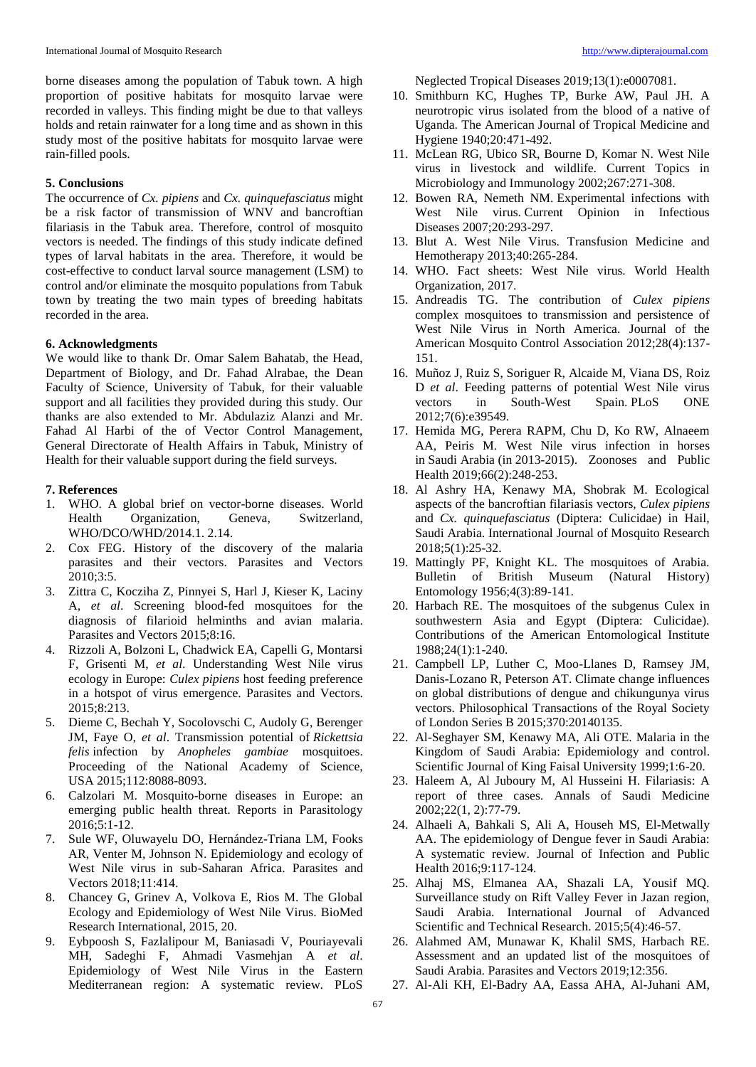borne diseases among the population of Tabuk town. A high proportion of positive habitats for mosquito larvae were recorded in valleys. This finding might be due to that valleys holds and retain rainwater for a long time and as shown in this study most of the positive habitats for mosquito larvae were rain-filled pools.

## 5. Conclusions

The occurrence of *Cx. pipiens* and *Cx. quinquefasciatus* might be a risk factor of transmission of WNV and bancroftian filariasis in the Tabuk area. Therefore, control of mosquito vectors is needed. The findings of this study indicate defined types of larval habitats in the area. Therefore, it would be cost-effective to conduct larval source management (LSM) to control and/or eliminate the mosquito populations from Tabuk town by treating the two main types of breeding habitats recorded in the area.

## 6. Acknowledgments

We would like to thank Dr. Omar Salem Bahatab, the Head, Department of Biology, and Dr. Fahad Alrabae, the Dean Faculty of Science, University of Tabuk, for their valuable support and all facilities they provided during this study. Our thanks are also extended to Mr. Abdulaziz Alanzi and Mr. Fahad Al Harbi of the of Vector Control Management, General Directorate of Health Affairs in Tabuk, Ministry of Health for their valuable support during the field surveys.

## 7. References

1. WHO. A global brief on vector-borne diseases. World Health Organization, Geneva, Switzerland, WHO/DCO/WHD/2014.1. 2.14.
2. Cox FEG. History of the discovery of the malaria parasites and their vectors. Parasites and Vectors 2010;3:5.
3. Zittra C, Kocziha Z, Pinnyei S, Harl J, Kieser K, Laciny A, *et al*. Screening blood-fed mosquitoes for the diagnosis of filarioid helminths and avian malaria. Parasites and Vectors 2015;8:16.
4. Rizzoli A, Bolzoni L, Chadwick EA, Capelli G, Montarsi F, Grisenti M, *et al.* Understanding West Nile virus ecology in Europe: *Culex pipiens* host feeding preference in a hotspot of virus emergence. Parasites and Vectors. 2015;8:213.
5. Dieme C, Bechah Y, Socolovschi C, Audoly G, Berenger JM, Faye O, *et al*. Transmission potential of *Rickettsia felis* infection by *Anopheles gambiae* mosquitoes. Proceeding of the National Academy of Science, USA 2015;112:8088-8093.
6. Calzolari M. Mosquito-borne diseases in Europe: an emerging public health threat. Reports in Parasitology 2016;5:1-12.
7. Sule WF, Oluwayelu DO, Hernández-Triana LM, Fooks AR, Venter M, Johnson N. Epidemiology and ecology of West Nile virus in sub-Saharan Africa. Parasites and Vectors 2018;11:414.
8. Chancey G, Grinev A, Volkova E, Rios M. The Global Ecology and Epidemiology of West Nile Virus. BioMed Research International, 2015, 20.
9. Eybpoosh S, Fazlalipour M, Baniasadi V, Pouriayevali MH, Sadeghi F, Ahmadi Vasmehjan A *et al*. Epidemiology of West Nile Virus in the Eastern Mediterranean region: A systematic review. PLoS Neglected Tropical Diseases 2019;13(1):e0007081.
10. Smithburn KC, Hughes TP, Burke AW, Paul JH. A neurotropic virus isolated from the blood of a native of Uganda. The American Journal of Tropical Medicine and Hygiene 1940;20:471-492.
11. McLean RG, Ubico SR, Bourne D, Komar N. West Nile virus in livestock and wildlife. Current Topics in Microbiology and Immunology 2002;267:271-308.
12. Bowen RA, Nemeth NM. Experimental infections with West Nile virus. Current Opinion in Infectious Diseases 2007;20:293-297.
13. Blut A. West Nile Virus. Transfusion Medicine and Hemotherapy 2013;40:265-284.
14. WHO. Fact sheets: West Nile virus. World Health Organization, 2017.
15. Andreadis TG. The contribution of *Culex pipiens* complex mosquitoes to transmission and persistence of West Nile Virus in North America. Journal of the American Mosquito Control Association 2012;28(4):137-151.
16. Muñoz J, Ruiz S, Soriguer R, Alcaide M, Viana DS, Roiz D *et al*. Feeding patterns of potential West Nile virus vectors in South-West Spain. PLoS ONE 2012;7(6):e39549.
17. Hemida MG, Perera RAPM, Chu D, Ko RW, Alnaeem AA, Peiris M. West Nile virus infection in horses in Saudi Arabia (in 2013-2015). Zoonoses and Public Health 2019;66(2):248-253.
18. Al Ashry HA, Kenawy MA, Shobrak M. Ecological aspects of the bancroftian filariasis vectors, *Culex pipiens* and *Cx. quinquefasciatus* (Diptera: Culicidae) in Hail, Saudi Arabia. International Journal of Mosquito Research 2018;5(1):25-32.
19. Mattingly PF, Knight KL. The mosquitoes of Arabia. Bulletin of British Museum (Natural History) Entomology 1956;4(3):89-141.
20. Harbach RE. The mosquitoes of the subgenus Culex in southwestern Asia and Egypt (Diptera: Culicidae). Contributions of the American Entomological Institute 1988;24(1):1-240.
21. Campbell LP, Luther C, Moo-Llanes D, Ramsey JM, Danis-Lozano R, Peterson AT. Climate change influences on global distributions of dengue and chikungunya virus vectors. Philosophical Transactions of the Royal Society of London Series B 2015;370:20140135.
22. Al-Seghayer SM, Kenawy MA, Ali OTE. Malaria in the Kingdom of Saudi Arabia: Epidemiology and control. Scientific Journal of King Faisal University 1999;1:6-20.
23. Haleem A, Al Juboury M, Al Husseini H. Filariasis: A report of three cases. Annals of Saudi Medicine 2002;22(1, 2):77-79.
24. Alhaeli A, Bahkali S, Ali A, Househ MS, El-Metwally AA. The epidemiology of Dengue fever in Saudi Arabia: A systematic review. Journal of Infection and Public Health 2016;9:117-124.
25. Alhaj MS, Elmanea AA, Shazali LA, Yousif MQ. Surveillance study on Rift Valley Fever in Jazan region, Saudi Arabia. International Journal of Advanced Scientific and Technical Research. 2015;5(4):46-57.
26. Alahmed AM, Munawar K, Khalil SMS, Harbach RE. Assessment and an updated list of the mosquitoes of Saudi Arabia. Parasites and Vectors 2019;12:356.
27. Al-Ali KH, El-Badry AA, Eassa AHA, Al-Juhani AM,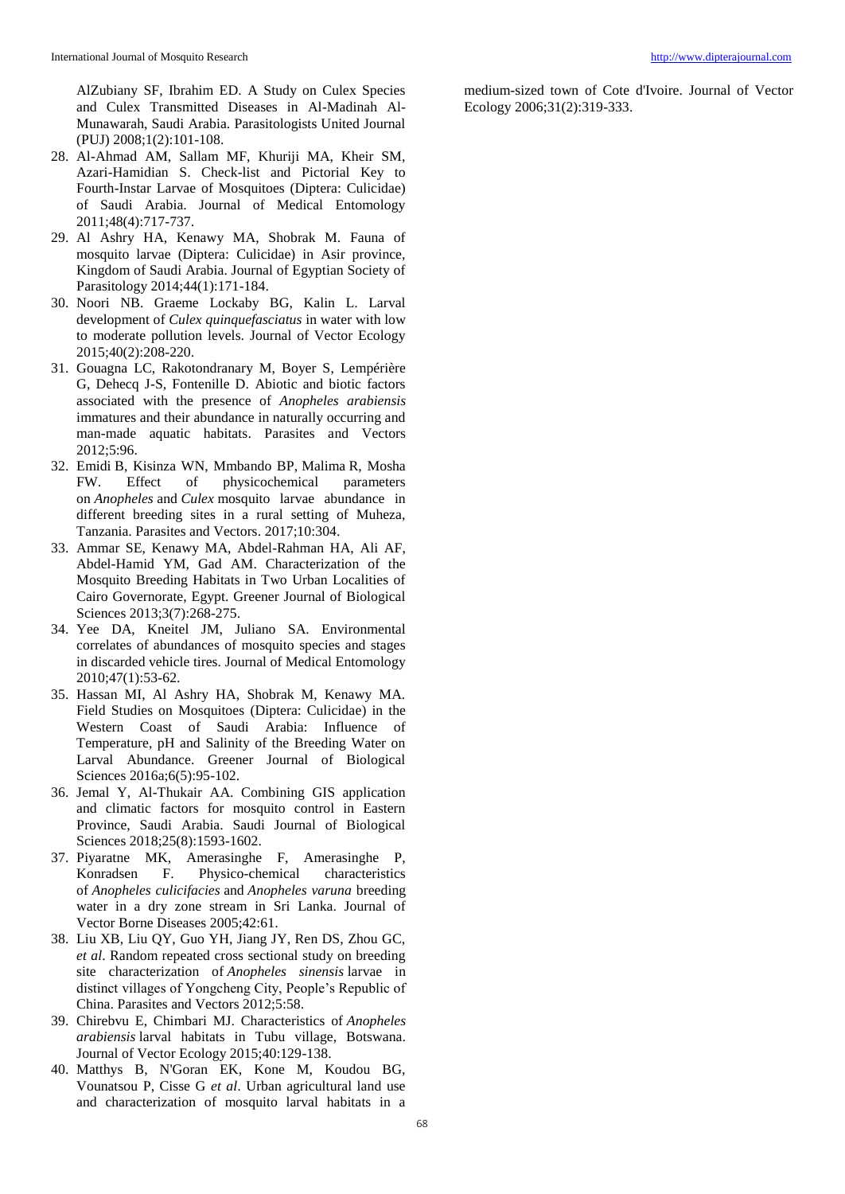AlZubiany SF, Ibrahim ED. A Study on Culex Species and Culex Transmitted Diseases in Al-Madinah Al-Munawarah, Saudi Arabia. Parasitologists United Journal (PUJ) 2008;1(2):101-108.

28. Al-Ahmad AM, Sallam MF, Khuriji MA, Kheir SM, Azari-Hamidian S. Check-list and Pictorial Key to Fourth-Instar Larvae of Mosquitoes (Diptera: Culicidae) of Saudi Arabia. Journal of Medical Entomology 2011;48(4):717-737.
29. Al Ashry HA, Kenawy MA, Shobrak M. Fauna of mosquito larvae (Diptera: Culicidae) in Asir province, Kingdom of Saudi Arabia. Journal of Egyptian Society of Parasitology 2014;44(1):171-184.
30. Noori NB. Graeme Lockaby BG, Kalin L. Larval development of *Culex quinquefasciatus* in water with low to moderate pollution levels. Journal of Vector Ecology 2015;40(2):208-220.
31. Gouagna LC, Rakotondranary M, Boyer S, Lempérière G, Dehecq J-S, Fontenille D. Abiotic and biotic factors associated with the presence of *Anopheles arabiensis* immatures and their abundance in naturally occurring and man-made aquatic habitats. Parasites and Vectors 2012;5:96.
32. Emidi B, Kisinza WN, Mmbando BP, Malima R, Mosha FW. Effect of physicochemical parameters on *Anopheles* and *Culex* mosquito larvae abundance in different breeding sites in a rural setting of Muheza, Tanzania. Parasites and Vectors. 2017;10:304.
33. Ammar SE, Kenawy MA, Abdel-Rahman HA, Ali AF, Abdel-Hamid YM, Gad AM. Characterization of the Mosquito Breeding Habitats in Two Urban Localities of Cairo Governorate, Egypt. Greener Journal of Biological Sciences 2013;3(7):268-275.
34. Yee DA, Kneitel JM, Juliano SA. Environmental correlates of abundances of mosquito species and stages in discarded vehicle tires. Journal of Medical Entomology 2010;47(1):53-62.
35. Hassan MI, Al Ashry HA, Shobrak M, Kenawy MA. Field Studies on Mosquitoes (Diptera: Culicidae) in the Western Coast of Saudi Arabia: Influence of Temperature, pH and Salinity of the Breeding Water on Larval Abundance. Greener Journal of Biological Sciences 2016a;6(5):95-102.
36. Jemal Y, Al-Thukair AA. Combining GIS application and climatic factors for mosquito control in Eastern Province, Saudi Arabia. Saudi Journal of Biological Sciences 2018;25(8):1593-1602.
37. Piyaratne MK, Amerasinghe F, Amerasinghe P, Konradsen F. Physico-chemical characteristics of *Anopheles culicifacies* and *Anopheles varuna* breeding water in a dry zone stream in Sri Lanka. Journal of Vector Borne Diseases 2005;42:61.
38. Liu XB, Liu QY, Guo YH, Jiang JY, Ren DS, Zhou GC, *et al*. Random repeated cross sectional study on breeding site characterization of *Anopheles sinensis* larvae in distinct villages of Yongcheng City, People's Republic of China. Parasites and Vectors 2012;5:58.
39. Chirebvu E, Chimbari MJ. Characteristics of *Anopheles arabiensis* larval habitats in Tubu village, Botswana. Journal of Vector Ecology 2015;40:129-138.
40. Matthys B, N'Goran EK, Kone M, Koudou BG, Vounatsou P, Cisse G *et al*. Urban agricultural land use and characterization of mosquito larval habitats in a medium-sized town of Cote d'Ivoire. Journal of Vector Ecology 2006;31(2):319-333.